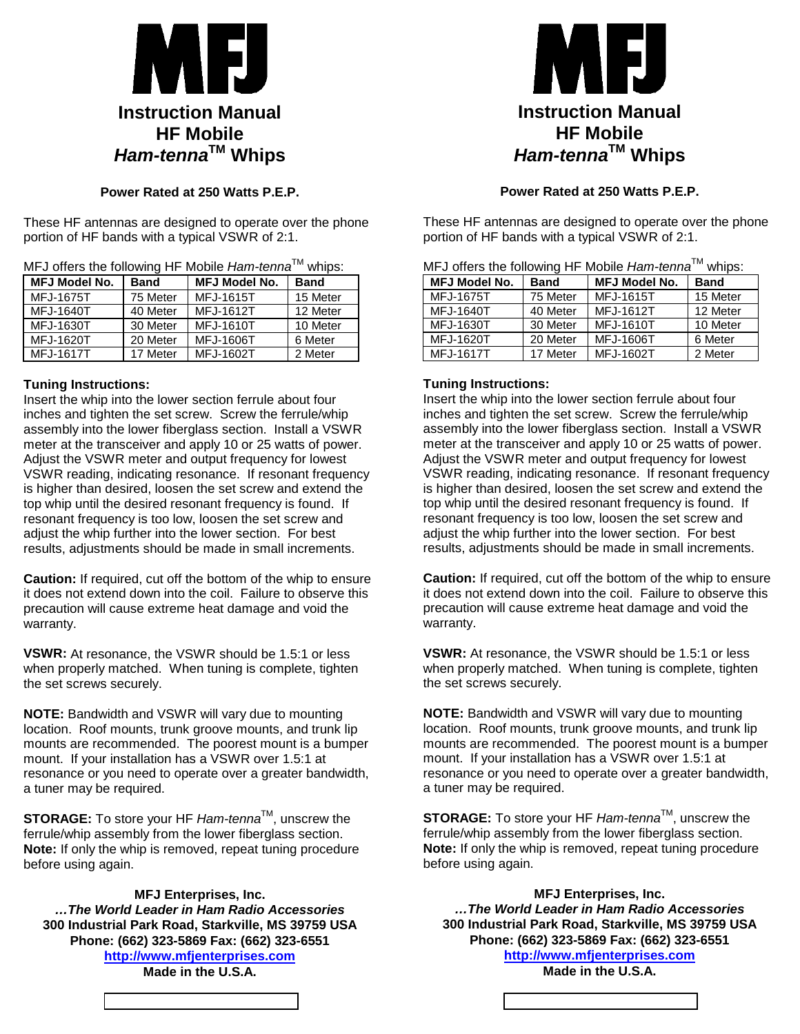# MFJ

## Instruction Manual
## HF Mobile
## *Ham-tenna*™ Whips

**Power Rated at 250 Watts P.E.P.**

These HF antennas are designed to operate over the phone portion of HF bands with a typical VSWR of 2:1.

MFJ offers the following HF Mobile *Ham-tenna*™ whips:

| MFJ Model No. | Band | MFJ Model No. | Band |
|---|---|---|---|
| MFJ-1675T | 75 Meter | MFJ-1615T | 15 Meter |
| MFJ-1640T | 40 Meter | MFJ-1612T | 12 Meter |
| MFJ-1630T | 30 Meter | MFJ-1610T | 10 Meter |
| MFJ-1620T | 20 Meter | MFJ-1606T | 6 Meter |
| MFJ-1617T | 17 Meter | MFJ-1602T | 2 Meter |

**Tuning Instructions:**
Insert the whip into the lower section ferrule about four inches and tighten the set screw. Screw the ferrule/whip assembly into the lower fiberglass section. Install a VSWR meter at the transceiver and apply 10 or 25 watts of power. Adjust the VSWR meter and output frequency for lowest VSWR reading, indicating resonance. If resonant frequency is higher than desired, loosen the set screw and extend the top whip until the desired resonant frequency is found. If resonant frequency is too low, loosen the set screw and adjust the whip further into the lower section. For best results, adjustments should be made in small increments.

**Caution:** If required, cut off the bottom of the whip to ensure it does not extend down into the coil. Failure to observe this precaution will cause extreme heat damage and void the warranty.

**VSWR:** At resonance, the VSWR should be 1.5:1 or less when properly matched. When tuning is complete, tighten the set screws securely.

**NOTE:** Bandwidth and VSWR will vary due to mounting location. Roof mounts, trunk groove mounts, and trunk lip mounts are recommended. The poorest mount is a bumper mount. If your installation has a VSWR over 1.5:1 at resonance or you need to operate over a greater bandwidth, a tuner may be required.

**STORAGE:** To store your HF *Ham-tenna*™, unscrew the ferrule/whip assembly from the lower fiberglass section.
**Note:** If only the whip is removed, repeat tuning procedure before using again.

**MFJ Enterprises, Inc.**
***…The World Leader in Ham Radio Accessories***
**300 Industrial Park Road, Starkville, MS 39759 USA**
**Phone: (662) 323-5869 Fax: (662) 323-6551**
**http://www.mfjenterprises.com**
**Made in the U.S.A.**

# MFJ

## Instruction Manual
## HF Mobile
## *Ham-tenna*™ Whips

**Power Rated at 250 Watts P.E.P.**

These HF antennas are designed to operate over the phone portion of HF bands with a typical VSWR of 2:1.

MFJ offers the following HF Mobile *Ham-tenna*™ whips:

| MFJ Model No. | Band | MFJ Model No. | Band |
|---|---|---|---|
| MFJ-1675T | 75 Meter | MFJ-1615T | 15 Meter |
| MFJ-1640T | 40 Meter | MFJ-1612T | 12 Meter |
| MFJ-1630T | 30 Meter | MFJ-1610T | 10 Meter |
| MFJ-1620T | 20 Meter | MFJ-1606T | 6 Meter |
| MFJ-1617T | 17 Meter | MFJ-1602T | 2 Meter |

**Tuning Instructions:**
Insert the whip into the lower section ferrule about four inches and tighten the set screw. Screw the ferrule/whip assembly into the lower fiberglass section. Install a VSWR meter at the transceiver and apply 10 or 25 watts of power. Adjust the VSWR meter and output frequency for lowest VSWR reading, indicating resonance. If resonant frequency is higher than desired, loosen the set screw and extend the top whip until the desired resonant frequency is found. If resonant frequency is too low, loosen the set screw and adjust the whip further into the lower section. For best results, adjustments should be made in small increments.

**Caution:** If required, cut off the bottom of the whip to ensure it does not extend down into the coil. Failure to observe this precaution will cause extreme heat damage and void the warranty.

**VSWR:** At resonance, the VSWR should be 1.5:1 or less when properly matched. When tuning is complete, tighten the set screws securely.

**NOTE:** Bandwidth and VSWR will vary due to mounting location. Roof mounts, trunk groove mounts, and trunk lip mounts are recommended. The poorest mount is a bumper mount. If your installation has a VSWR over 1.5:1 at resonance or you need to operate over a greater bandwidth, a tuner may be required.

**STORAGE:** To store your HF *Ham-tenna*™, unscrew the ferrule/whip assembly from the lower fiberglass section.
**Note:** If only the whip is removed, repeat tuning procedure before using again.

**MFJ Enterprises, Inc.**
***…The World Leader in Ham Radio Accessories***
**300 Industrial Park Road, Starkville, MS 39759 USA**
**Phone: (662) 323-5869 Fax: (662) 323-6551**
**http://www.mfjenterprises.com**
**Made in the U.S.A.**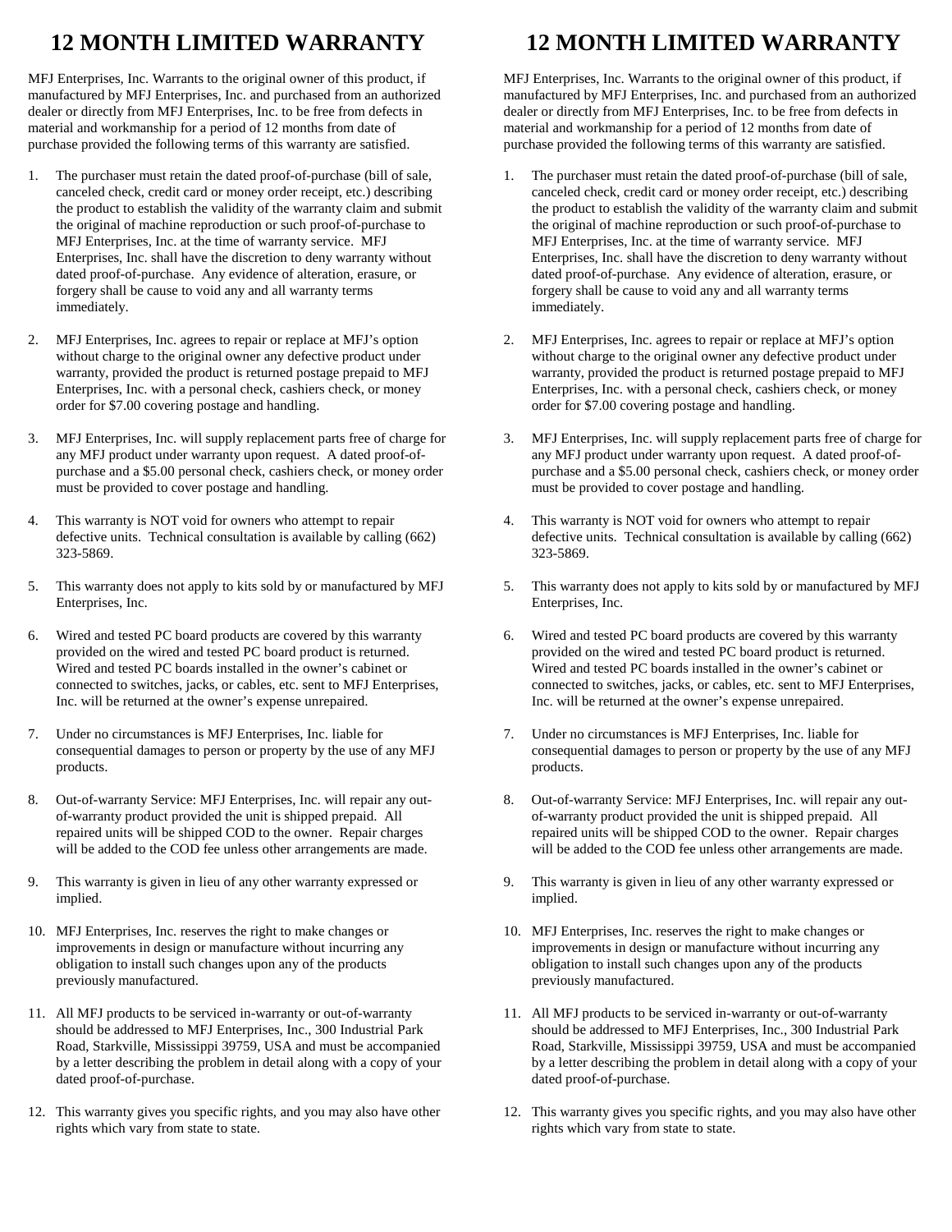# 12 MONTH LIMITED WARRANTY

MFJ Enterprises, Inc. Warrants to the original owner of this product, if manufactured by MFJ Enterprises, Inc. and purchased from an authorized dealer or directly from MFJ Enterprises, Inc. to be free from defects in material and workmanship for a period of 12 months from date of purchase provided the following terms of this warranty are satisfied.

1. The purchaser must retain the dated proof-of-purchase (bill of sale, canceled check, credit card or money order receipt, etc.) describing the product to establish the validity of the warranty claim and submit the original of machine reproduction or such proof-of-purchase to MFJ Enterprises, Inc. at the time of warranty service. MFJ Enterprises, Inc. shall have the discretion to deny warranty without dated proof-of-purchase. Any evidence of alteration, erasure, or forgery shall be cause to void any and all warranty terms immediately.

2. MFJ Enterprises, Inc. agrees to repair or replace at MFJ's option without charge to the original owner any defective product under warranty, provided the product is returned postage prepaid to MFJ Enterprises, Inc. with a personal check, cashiers check, or money order for $7.00 covering postage and handling.

3. MFJ Enterprises, Inc. will supply replacement parts free of charge for any MFJ product under warranty upon request. A dated proof-of-purchase and a $5.00 personal check, cashiers check, or money order must be provided to cover postage and handling.

4. This warranty is NOT void for owners who attempt to repair defective units. Technical consultation is available by calling (662) 323-5869.

5. This warranty does not apply to kits sold by or manufactured by MFJ Enterprises, Inc.

6. Wired and tested PC board products are covered by this warranty provided on the wired and tested PC board product is returned. Wired and tested PC boards installed in the owner's cabinet or connected to switches, jacks, or cables, etc. sent to MFJ Enterprises, Inc. will be returned at the owner's expense unrepaired.

7. Under no circumstances is MFJ Enterprises, Inc. liable for consequential damages to person or property by the use of any MFJ products.

8. Out-of-warranty Service: MFJ Enterprises, Inc. will repair any out-of-warranty product provided the unit is shipped prepaid. All repaired units will be shipped COD to the owner. Repair charges will be added to the COD fee unless other arrangements are made.

9. This warranty is given in lieu of any other warranty expressed or implied.

10. MFJ Enterprises, Inc. reserves the right to make changes or improvements in design or manufacture without incurring any obligation to install such changes upon any of the products previously manufactured.

11. All MFJ products to be serviced in-warranty or out-of-warranty should be addressed to MFJ Enterprises, Inc., 300 Industrial Park Road, Starkville, Mississippi 39759, USA and must be accompanied by a letter describing the problem in detail along with a copy of your dated proof-of-purchase.

12. This warranty gives you specific rights, and you may also have other rights which vary from state to state.

# 12 MONTH LIMITED WARRANTY

MFJ Enterprises, Inc. Warrants to the original owner of this product, if manufactured by MFJ Enterprises, Inc. and purchased from an authorized dealer or directly from MFJ Enterprises, Inc. to be free from defects in material and workmanship for a period of 12 months from date of purchase provided the following terms of this warranty are satisfied.

1. The purchaser must retain the dated proof-of-purchase (bill of sale, canceled check, credit card or money order receipt, etc.) describing the product to establish the validity of the warranty claim and submit the original of machine reproduction or such proof-of-purchase to MFJ Enterprises, Inc. at the time of warranty service. MFJ Enterprises, Inc. shall have the discretion to deny warranty without dated proof-of-purchase. Any evidence of alteration, erasure, or forgery shall be cause to void any and all warranty terms immediately.

2. MFJ Enterprises, Inc. agrees to repair or replace at MFJ's option without charge to the original owner any defective product under warranty, provided the product is returned postage prepaid to MFJ Enterprises, Inc. with a personal check, cashiers check, or money order for $7.00 covering postage and handling.

3. MFJ Enterprises, Inc. will supply replacement parts free of charge for any MFJ product under warranty upon request. A dated proof-of-purchase and a $5.00 personal check, cashiers check, or money order must be provided to cover postage and handling.

4. This warranty is NOT void for owners who attempt to repair defective units. Technical consultation is available by calling (662) 323-5869.

5. This warranty does not apply to kits sold by or manufactured by MFJ Enterprises, Inc.

6. Wired and tested PC board products are covered by this warranty provided on the wired and tested PC board product is returned. Wired and tested PC boards installed in the owner's cabinet or connected to switches, jacks, or cables, etc. sent to MFJ Enterprises, Inc. will be returned at the owner's expense unrepaired.

7. Under no circumstances is MFJ Enterprises, Inc. liable for consequential damages to person or property by the use of any MFJ products.

8. Out-of-warranty Service: MFJ Enterprises, Inc. will repair any out-of-warranty product provided the unit is shipped prepaid. All repaired units will be shipped COD to the owner. Repair charges will be added to the COD fee unless other arrangements are made.

9. This warranty is given in lieu of any other warranty expressed or implied.

10. MFJ Enterprises, Inc. reserves the right to make changes or improvements in design or manufacture without incurring any obligation to install such changes upon any of the products previously manufactured.

11. All MFJ products to be serviced in-warranty or out-of-warranty should be addressed to MFJ Enterprises, Inc., 300 Industrial Park Road, Starkville, Mississippi 39759, USA and must be accompanied by a letter describing the problem in detail along with a copy of your dated proof-of-purchase.

12. This warranty gives you specific rights, and you may also have other rights which vary from state to state.